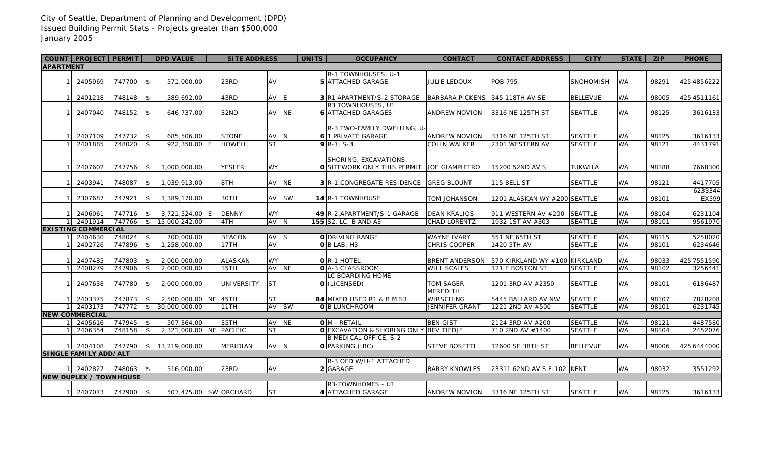City of Seattle, Department of Planning and Development (DPD)
Issued Building Permit Stats - Projects greater than $500,000
January 2005

| COUNT | PROJECT | PERMIT | DPD VALUE | SITE ADDRESS | | | | UNITS | OCCUPANCY | CONTACT | CONTACT ADDRESS | CITY | STATE | ZIP | PHONE |
|---|---|---|---|---|---|---|---|---|---|---|---|---|---|---|---|
| **APARTMENT** | | | | | | | | | | | | | | | |
| 1 | 2405969 | 747700 | $ 571,000.00 | | 23RD | AV | | 5 | R-1 TOWNHOUSES, U-1 ATTACHED GARAGE | JULIE LEDOUX | POB 795 | SNOHOMISH | WA | 98291 | 425'4856222 |
| 1 | 2401218 | 748148 | $ 589,692.00 | | 43RD | AV | E | 3 | R1 APARTMENT/S-2 STORAGE | BARBARA PICKENS | 345 118TH AV SE | BELLEVUE | WA | 98005 | 425'4511161 |
| 1 | 2407040 | 748152 | $ 646,737.00 | | 32ND | AV | NE | 6 | R3 TOWNHOUSES, U1 ATTACHED GARAGES | ANDREW NOVION | 3316 NE 125TH ST | SEATTLE | WA | 98125 | 3616133 |
| 1 | 2407109 | 747732 | $ 685,506.00 | | STONE | AV | N | 6 | R-3 TWO-FAMILY DWELLING, U-1 PRIVATE GARAGE | ANDREW NOVION | 3316 NE 125TH ST | SEATTLE | WA | 98125 | 3616133 |
| 1 | 2401885 | 748020 | $ 922,350.00 | E | HOWELL | ST | | 9 | R-1, S-3 | COLIN WALKER | 2301 WESTERN AV | SEATTLE | WA | 98121 | 4431791 |
| 1 | 2407602 | 747756 | $ 1,000,000.00 | | YESLER | WY | | 0 | SHORING, EXCAVATIONS, SITEWORK ONLY THIS PERMIT | JOE GIAMPIETRO | 15200 52ND AV S | TUKWILA | WA | 98188 | 7668300 |
| 1 | 2403941 | 748087 | $ 1,039,913.00 | | 8TH | AV | NE | 3 | R-1,CONGREGATE RESIDENCE | GREG BLOUNT | 115 BELL ST | SEATTLE | WA | 98121 | 4417705 |
| 1 | 2307687 | 747921 | $ 1,389,170.00 | | 30TH | AV | SW | 14 | R-1 TOWNHOUSE | TOM JOHANSON | 1201 ALASKAN WY #200 | SEATTLE | WA | 98101 | 6233344 EX599 |
| 1 | 2406061 | 747716 | $ 3,721,524.00 | E | DENNY | WY | | 49 | R-2,APARTMENT/S-1 GARAGE | DEAN KRALIOS | 911 WESTERN AV #200 | SEATTLE | WA | 98104 | 6231104 |
| 1 | 2401914 | 747766 | $ 15,000,242.00 | | 4TH | AV | N | 155 | S2, LC, B AND A3 | CHAD LORENTZ | 1932 1ST AV #303 | SEATTLE | WA | 98101 | 9561970 |
| **EXISTING COMMERCIAL** | | | | | | | | | | | | | | | |
| 1 | 2404630 | 748024 | $ 700,000.00 | | BEACON | AV | S | 0 | DRIVING RANGE | WAYNE IVARY | 551 NE 65TH ST | SEATTLE | WA | 98115 | 5258020 |
| 1 | 2402726 | 747896 | $ 1,258,000.00 | | 17TH | AV | | 0 | B LAB, H3 | CHRIS COOPER | 1420 5TH AV | SEATTLE | WA | 98101 | 6234646 |
| 1 | 2407485 | 747803 | $ 2,000,000.00 | | ALASKAN | WY | | 0 | R-1 HOTEL | BRENT ANDERSON | 570 KIRKLAND WY #100 | KIRKLAND | WA | 98033 | 425'7551590 |
| 1 | 2408279 | 747906 | $ 2,000,000.00 | | 15TH | AV | NE | 0 | A-3 CLASSROOM | WILL SCALES | 121 E BOSTON ST | SEATTLE | WA | 98102 | 3256441 |
| 1 | 2407638 | 747780 | $ 2,000,000.00 | | UNIVERSITY | ST | | 0 | LC BOARDING HOME (LICENSED) | TOM SAGER | 1201 3RD AV #2350 | SEATTLE | WA | 98101 | 6186487 |
| 1 | 2403375 | 747873 | $ 2,500,000.00 | NE | 45TH | ST | | 84 | MIXED USED R1 & B M S3 | MEREDITH WIRSCHING | 5445 BALLARD AV NW | SEATTLE | WA | 98107 | 7828208 |
| 1 | 2403173 | 747772 | $ 30,000,000.00 | | 11TH | AV | SW | 0 | B LUNCHROOM | JENNIFER GRANT | 1221 2ND AV #500 | SEATTLE | WA | 98101 | 6231745 |
| **NEW COMMERCIAL** | | | | | | | | | | | | | | | |
| 1 | 2405616 | 747945 | $ 507,364.00 | | 35TH | AV | NE | 0 | M - RETAIL | BEN GIST | 2124 3RD AV #200 | SEATTLE | WA | 98121 | 4487580 |
| 1 | 2406354 | 748158 | $ 2,321,000.00 | NE | PACIFIC | ST | | 0 | EXCAVATION & SHORING ONLY | BEV TIEDJE | 710 2ND AV #1400 | SEATTLE | WA | 98104 | 2452076 |
| 1 | 2404108 | 747790 | $ 13,219,000.00 | | MERIDIAN | AV | N | 0 | B MEDICAL OFFICE, S-2 PARKING (IBC) | STEVE BOSETTI | 12600 SE 38TH ST | BELLEVUE | WA | 98006 | 425'6444000 |
| **SINGLE FAMILY ADD/ALT** | | | | | | | | | | | | | | | |
| 1 | 2402827 | 748063 | $ 516,000.00 | | 23RD | AV | | 2 | R-3 OFD W/U-1 ATTACHED GARAGE | BARRY KNOWLES | 23311 62ND AV S F-102 | KENT | WA | 98032 | 3551292 |
| **NEW DUPLEX / TOWNHOUSE** | | | | | | | | | | | | | | | |
| 1 | 2407073 | 747900 | $ 507,475.00 | SW | ORCHARD | ST | | 4 | R3-TOWNHOMES - U1 ATTACHED GARAGE | ANDREW NOVION | 3316 NE 125TH ST | SEATTLE | WA | 98125 | 3616133 |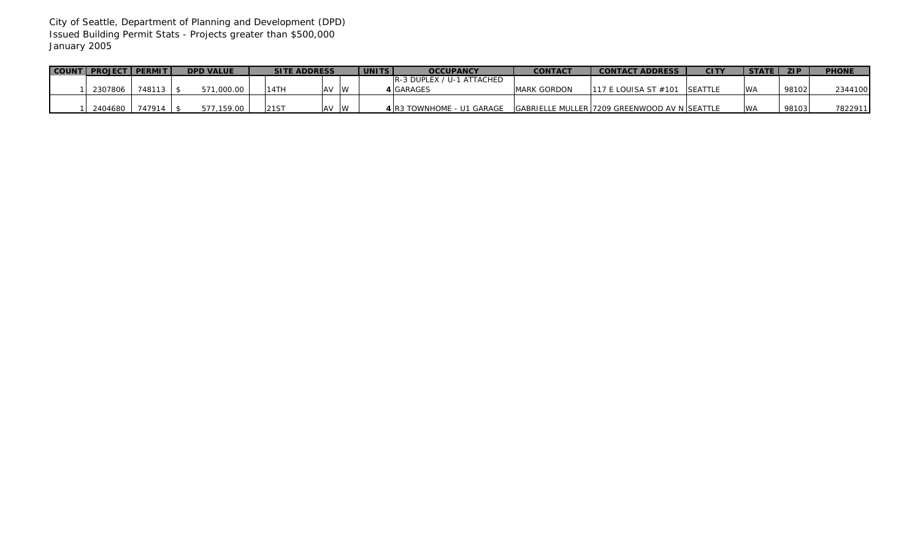City of Seattle, Department of Planning and Development (DPD)
Issued Building Permit Stats - Projects greater than $500,000
January 2005

| COUNT | PROJECT | PERMIT | DPD VALUE | SITE ADDRESS | | | UNITS | OCCUPANCY | CONTACT | CONTACT ADDRESS | CITY | STATE | ZIP | PHONE |
|---|---|---|---|---|---|---|---|---|---|---|---|---|---|---|
| 1 | 2307806 | 748113 | $ 571,000.00 | 14TH | AV | W | 4 | R-3 DUPLEX / U-1 ATTACHED GARAGES | MARK GORDON | 117 E LOUISA ST #101 | SEATTLE | WA | 98102 | 2344100 |
| 1 | 2404680 | 747914 | $ 577,159.00 | 21ST | AV | W | 4 | R3 TOWNHOME - U1 GARAGE | GABRIELLE MULLER | 7209 GREENWOOD AV N | SEATTLE | WA | 98103 | 7822911 |